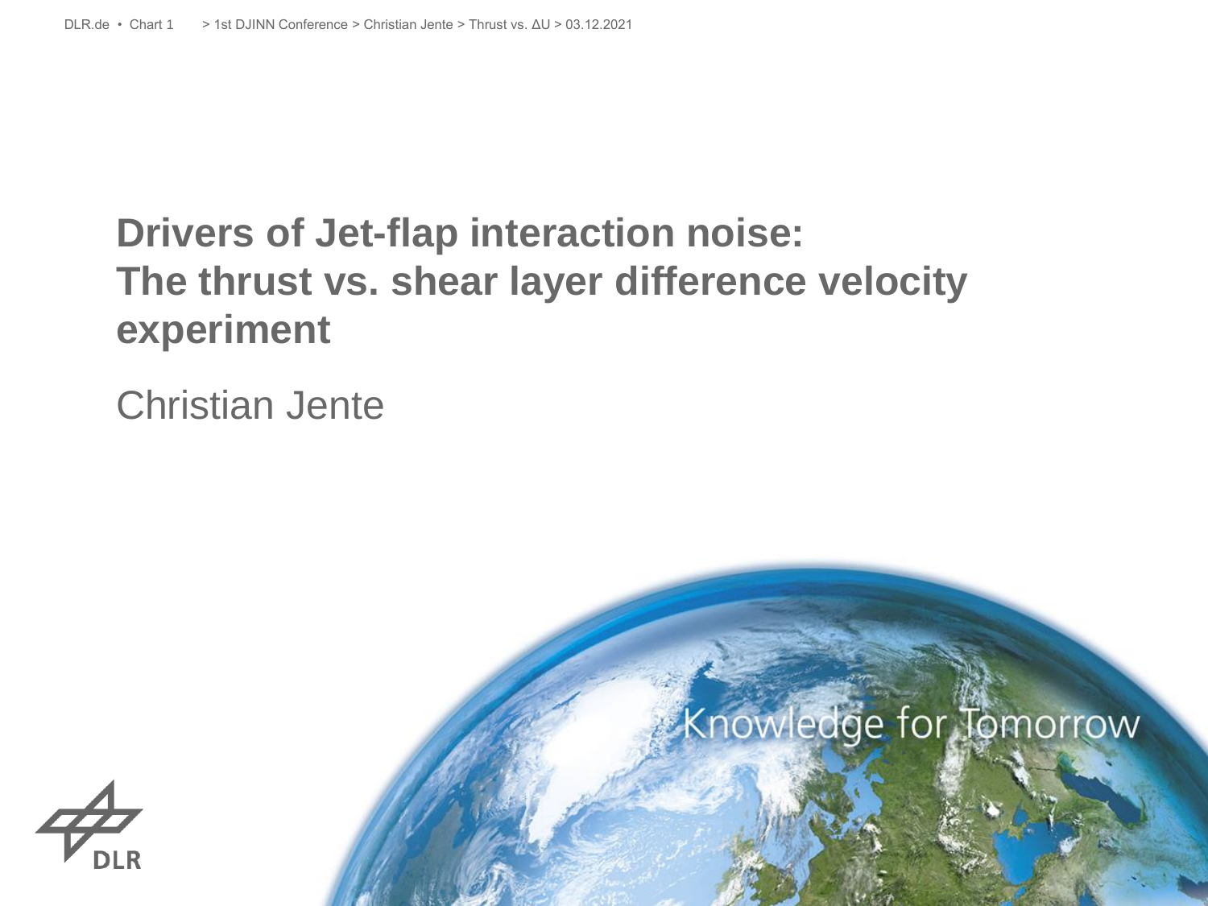# Drivers of Jet-flap interaction noise: The thrust vs. shear layer difference velocity experiment

Christian Jente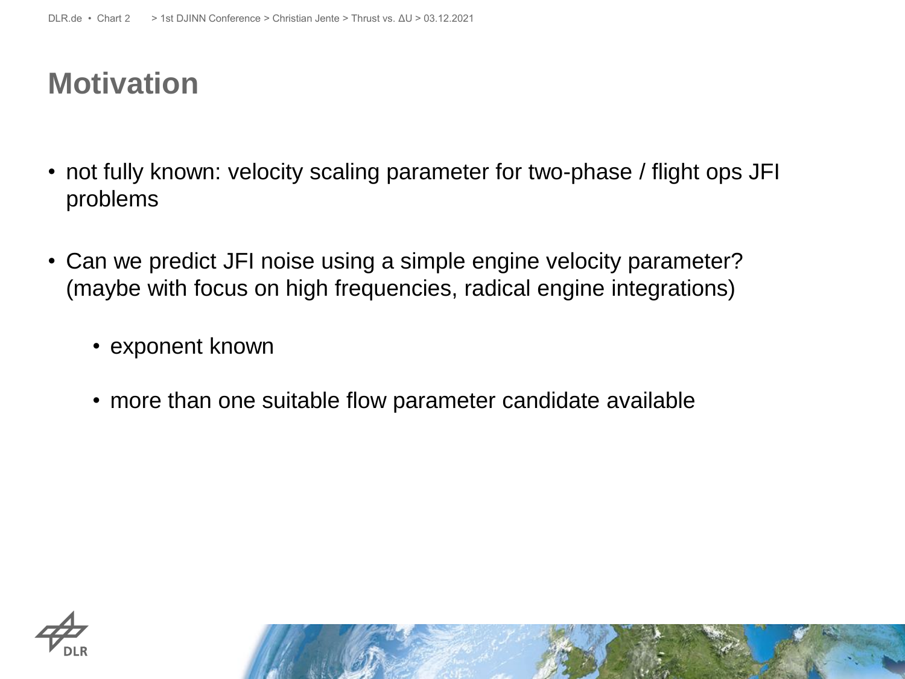# Motivation

- not fully known: velocity scaling parameter for two-phase / flight ops JFI problems

- Can we predict JFI noise using a simple engine velocity parameter? (maybe with focus on high frequencies, radical engine integrations)

  - exponent known

  - more than one suitable flow parameter candidate available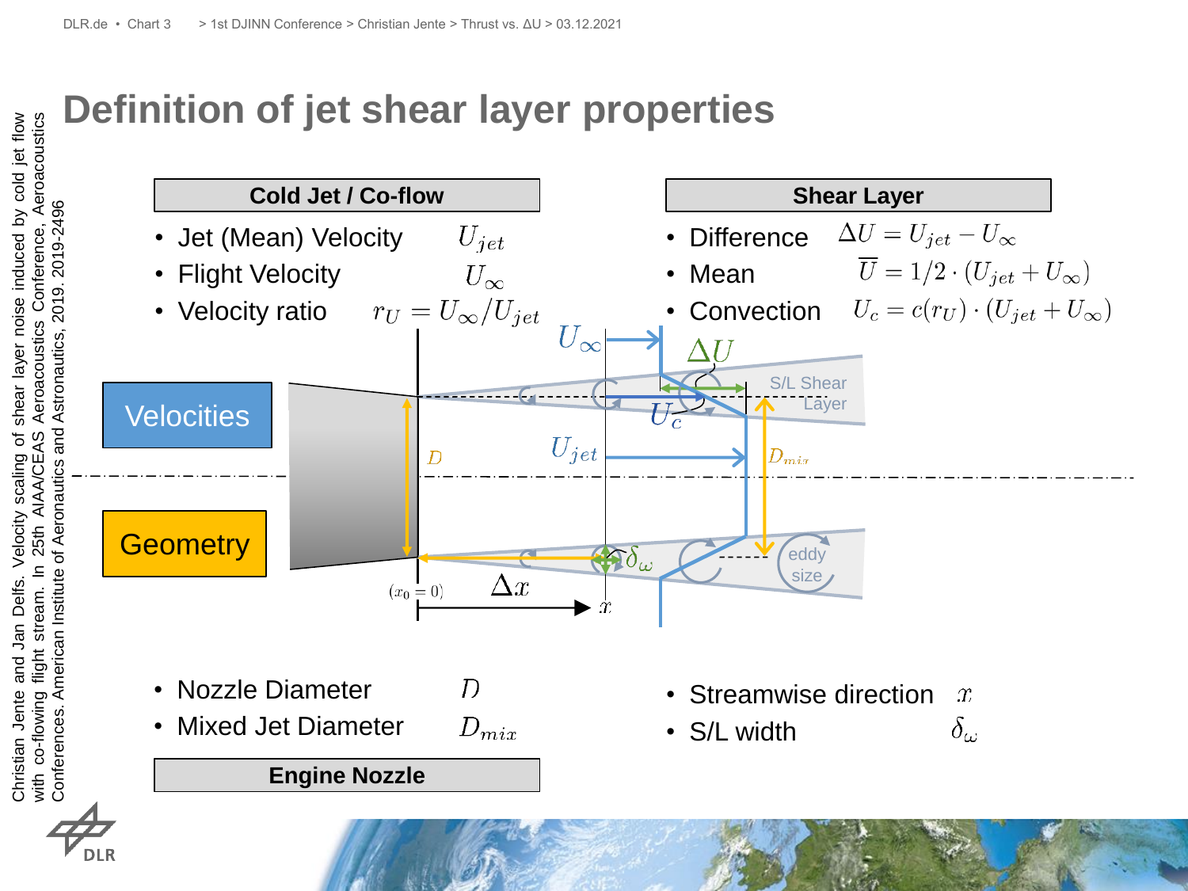# Definition of jet shear layer properties

Christian Jente and Jan Delfs. Velocity scaling of shear layer noise induced by cold jet flow with co-flowing flight stream. In 25th AIAA/CEAS Aeroacoustics Conference, Aeroacoustics Conferences. American Institute of Aeronautics and Astronautics, 2019. 2019-2496

**Cold Jet / Co-flow**

- Jet (Mean) Velocity $U_{jet}$
- Flight Velocity $U_\infty$
- Velocity ratio $r_U = U_\infty / U_{jet}$

**Shear Layer**

- Difference $\Delta U = U_{jet} - U_\infty$
- Mean $\overline{U} = 1/2 \cdot (U_{jet} + U_\infty)$
- Convection $U_c = c(r_U) \cdot (U_{jet} + U_\infty)$

**Velocities**

**Geometry**

$U_\infty$, $\Delta U$, $U_c$, $U_{jet}$, S/L Shear Layer, $D$, $D_{mix}$, $\delta_\omega$, eddy size, $(x_0 = 0)$, $\Delta x$, $x$

- Nozzle Diameter $D$
- Mixed Jet Diameter $D_{mix}$

**Engine Nozzle**

- Streamwise direction $x$
- S/L width $\delta_\omega$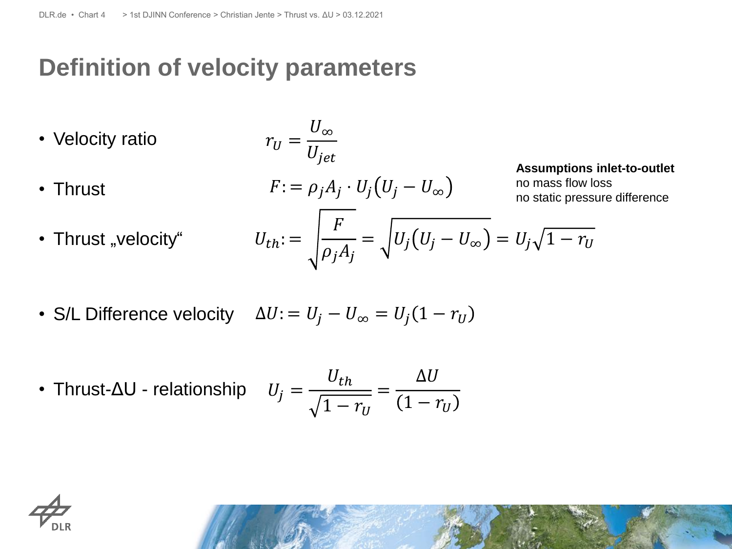# Definition of velocity parameters

- Velocity ratio $$r_U = \frac{U_\infty}{U_{jet}}$$

- Thrust $$F := \rho_j A_j \cdot U_j \left(U_j - U_\infty\right)$$

- Thrust „velocity“ $$U_{th} := \sqrt{\frac{F}{\rho_j A_j}} = \sqrt{U_j \left(U_j - U_\infty\right)} = U_j \sqrt{1 - r_U}$$

**Assumptions inlet-to-outlet**
no mass flow loss
no static pressure difference

- S/L Difference velocity $$\Delta U := U_j - U_\infty = U_j (1 - r_U)$$

- Thrust-ΔU - relationship $$U_j = \frac{U_{th}}{\sqrt{1 - r_U}} = \frac{\Delta U}{(1 - r_U)}$$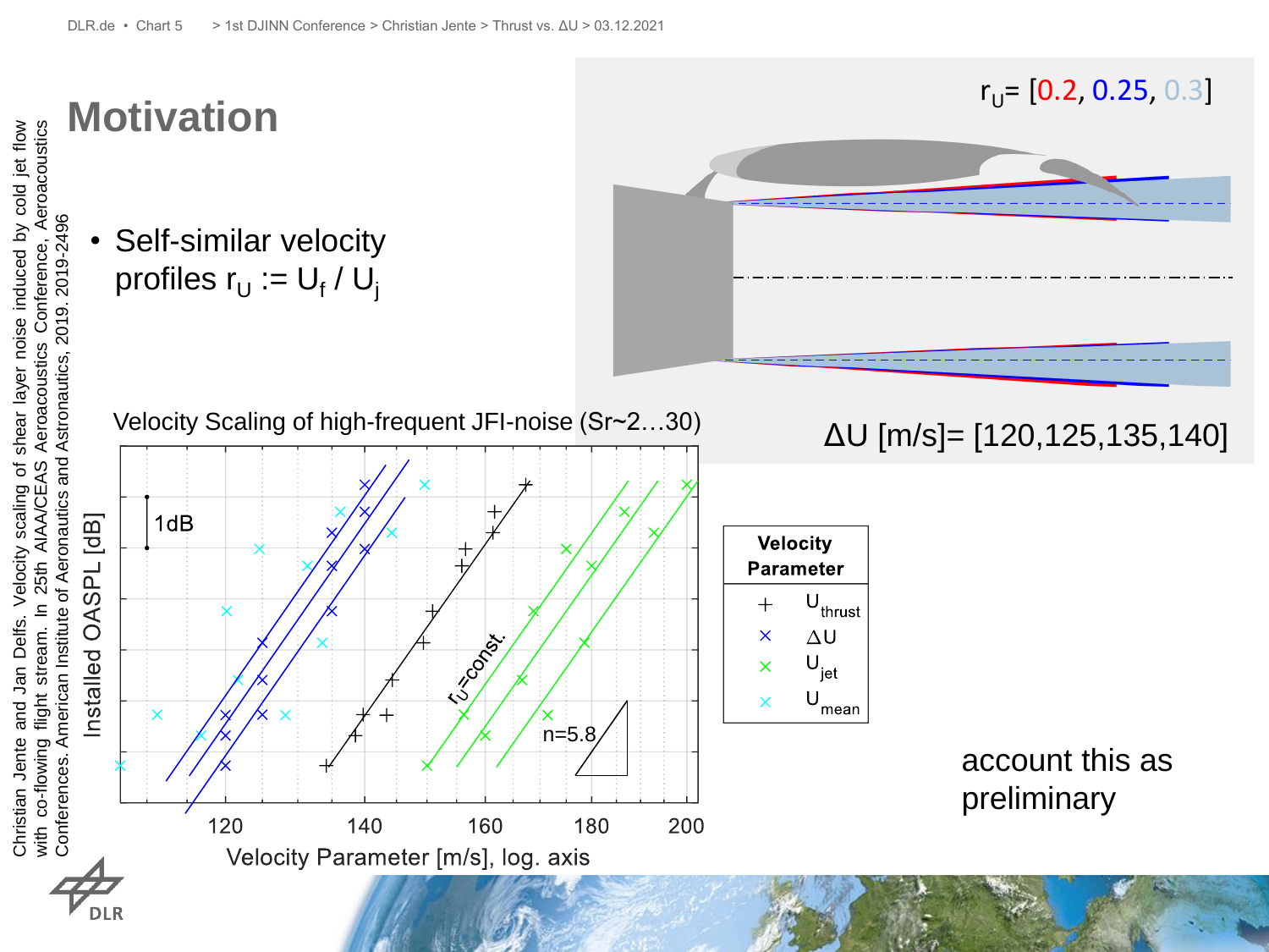# Motivation

- Self-similar velocity profiles $r_U := U_f / U_j$

$r_U$ = [0.2, 0.25, 0.3]

$\Delta U$ [m/s]= [120,125,135,140]

Velocity Scaling of high-frequent JFI-noise (Sr~2…30)

| Velocity Parameter | |
|---|---|
| + | $U_{thrust}$ |
| × | $\Delta U$ |
| × | $U_{jet}$ |
| × | $U_{mean}$ |

Installed OASPL [dB]

Velocity Parameter [m/s], log. axis

1dB

$r_U$=const.

n=5.8

account this as preliminary

Christian Jente and Jan Delfs. Velocity scaling of shear layer noise induced by cold jet flow with co-flowing flight stream. In 25th AIAA/CEAS Aeroacoustics Conference, Aeroacoustics Conferences. American Institute of Aeronautics and Astronautics, 2019. 2019-2496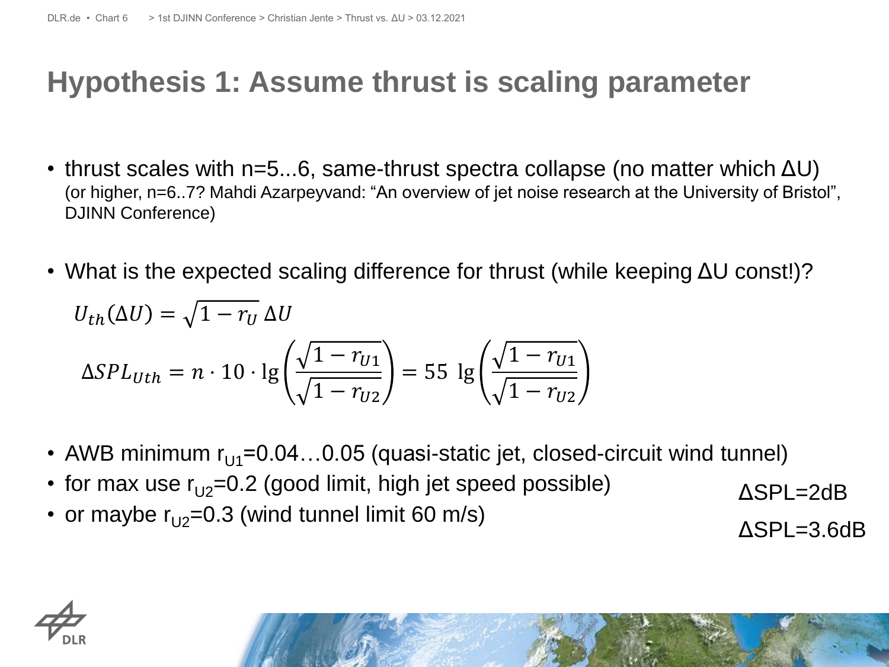# Hypothesis 1: Assume thrust is scaling parameter

- thrust scales with n=5...6, same-thrust spectra collapse (no matter which ΔU)
  (or higher, n=6..7? Mahdi Azarpeyvand: “An overview of jet noise research at the University of Bristol”, DJINN Conference)

- What is the expected scaling difference for thrust (while keeping ΔU const!)?

$$U_{th}(\Delta U) = \sqrt{1 - r_U}\,\Delta U$$

$$\Delta SPL_{Uth} = n \cdot 10 \cdot \lg\left(\frac{\sqrt{1 - r_{U1}}}{\sqrt{1 - r_{U2}}}\right) = 55\ \lg\left(\frac{\sqrt{1 - r_{U1}}}{\sqrt{1 - r_{U2}}}\right)$$

- AWB minimum $r_{U1}$=0.04…0.05 (quasi-static jet, closed-circuit wind tunnel)
- for max use $r_{U2}$=0.2 (good limit, high jet speed possible) ΔSPL=2dB
- or maybe $r_{U2}$=0.3 (wind tunnel limit 60 m/s) ΔSPL=3.6dB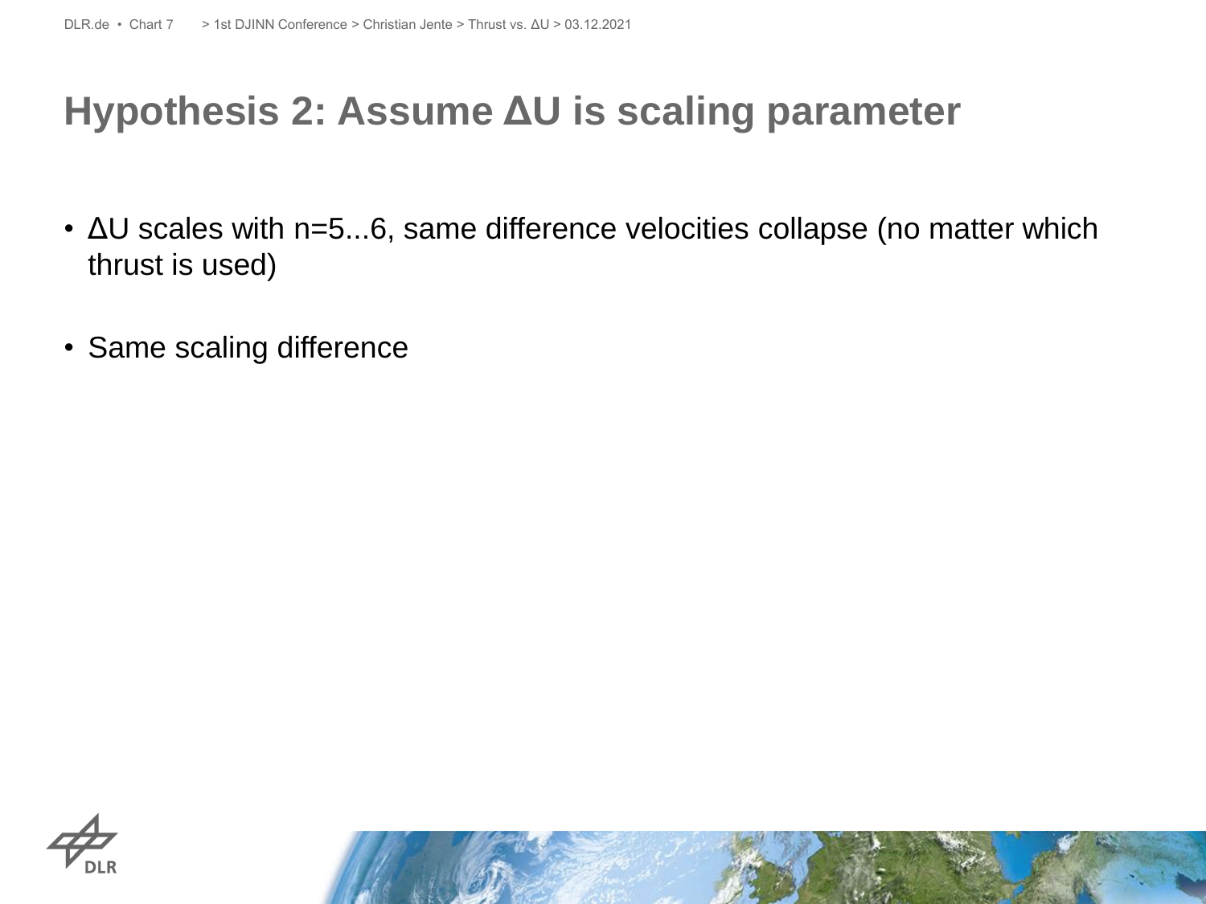# Hypothesis 2: Assume ΔU is scaling parameter

- ΔU scales with n=5...6, same difference velocities collapse (no matter which thrust is used)
- Same scaling difference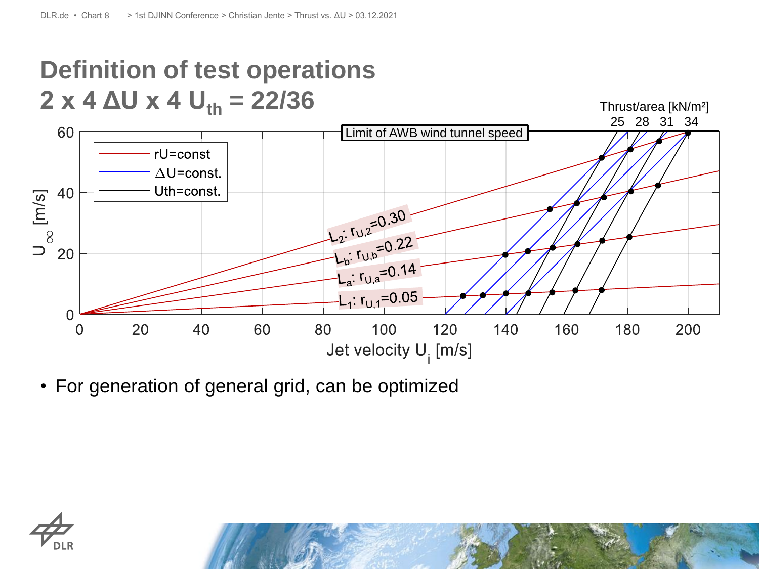# Definition of test operations

## 2 x 4 $\Delta U$ x 4 $U_{th}$ = 22/36

- For generation of general grid, can be optimized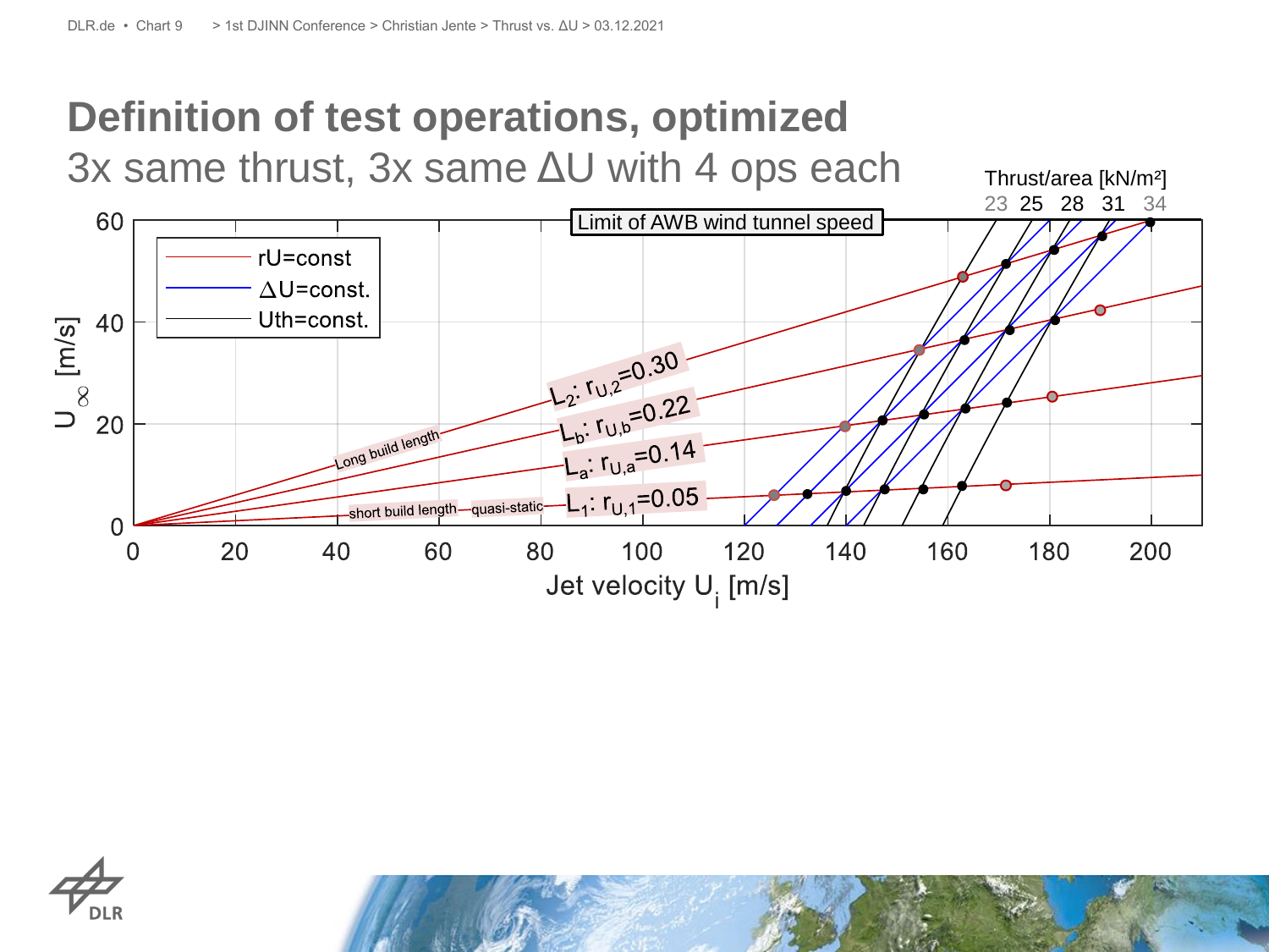# Definition of test operations, optimized

3x same thrust, 3x same ΔU with 4 ops each

Thrust/area [kN/m²]

23 25 28 31 34

Limit of AWB wind tunnel speed

- rU=const
- ΔU=const.
- Uth=const.

$L_2$: $r_{U,2}$=0.30

$L_b$: $r_{U,b}$=0.22

$L_a$: $r_{U,a}$=0.14

$L_1$: $r_{U,1}$=0.05

Long build length

short build length

quasi-static

$U_\infty$ [m/s]

Jet velocity $U_j$ [m/s]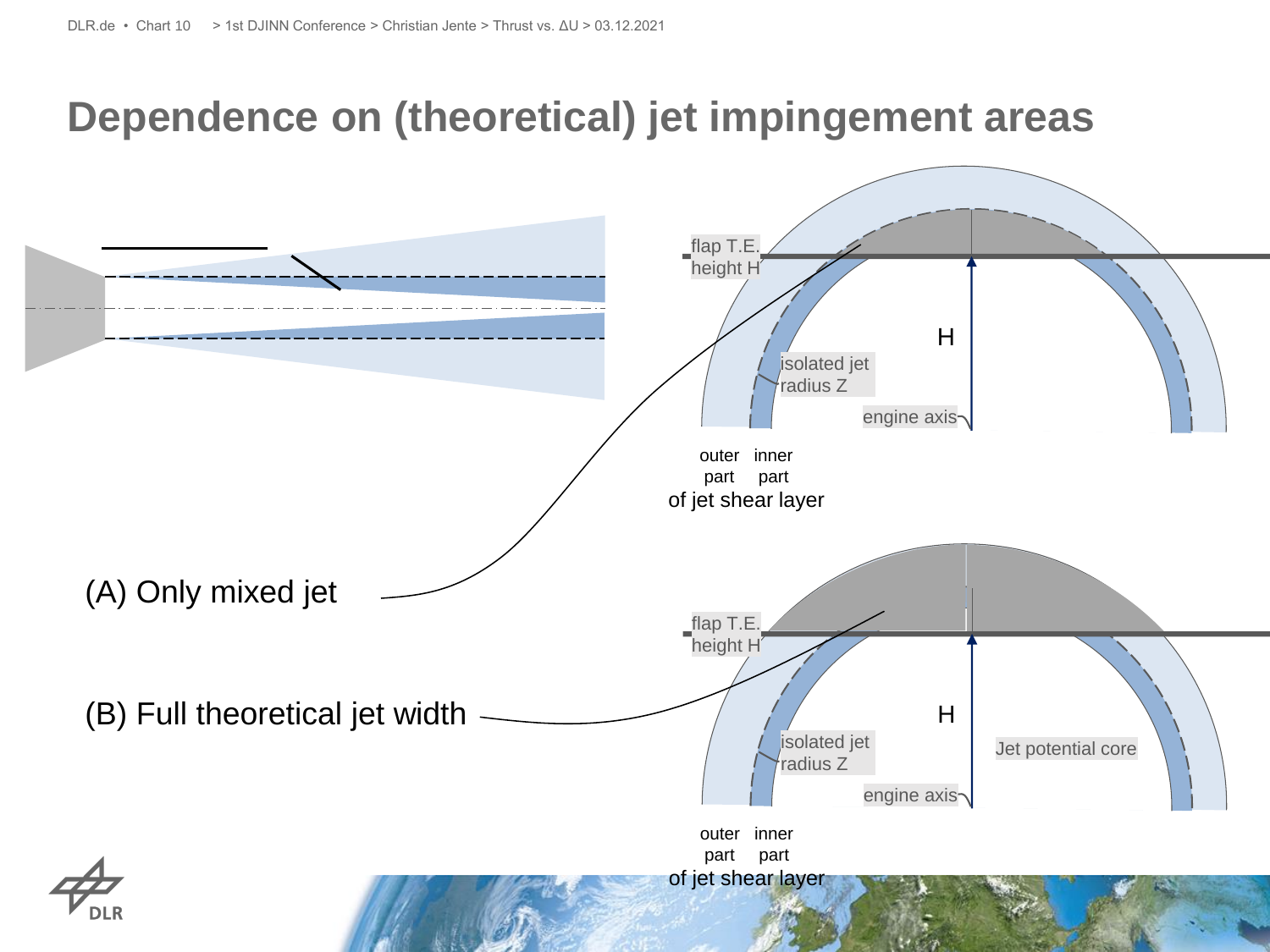# Dependence on (theoretical) jet impingement areas

flap T.E. height H

H

isolated jet radius Z

engine axis

outer part inner part of jet shear layer

(A) Only mixed jet

(B) Full theoretical jet width

flap T.E. height H

H

isolated jet radius Z

Jet potential core

engine axis

outer part inner part of jet shear layer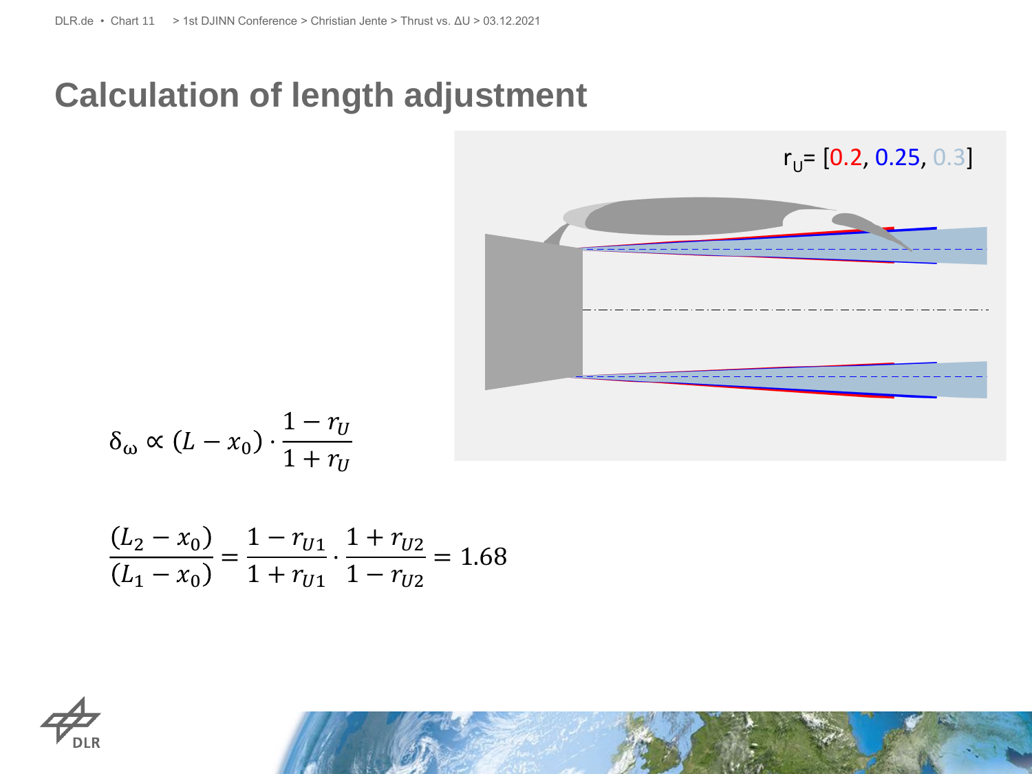# Calculation of length adjustment

$r_U$= [0.2, 0.25, 0.3]

$$\delta_\omega \propto (L - x_0) \cdot \frac{1 - r_U}{1 + r_U}$$

$$\frac{(L_2 - x_0)}{(L_1 - x_0)} = \frac{1 - r_{U1}}{1 + r_{U1}} \cdot \frac{1 + r_{U2}}{1 - r_{U2}} = 1.68$$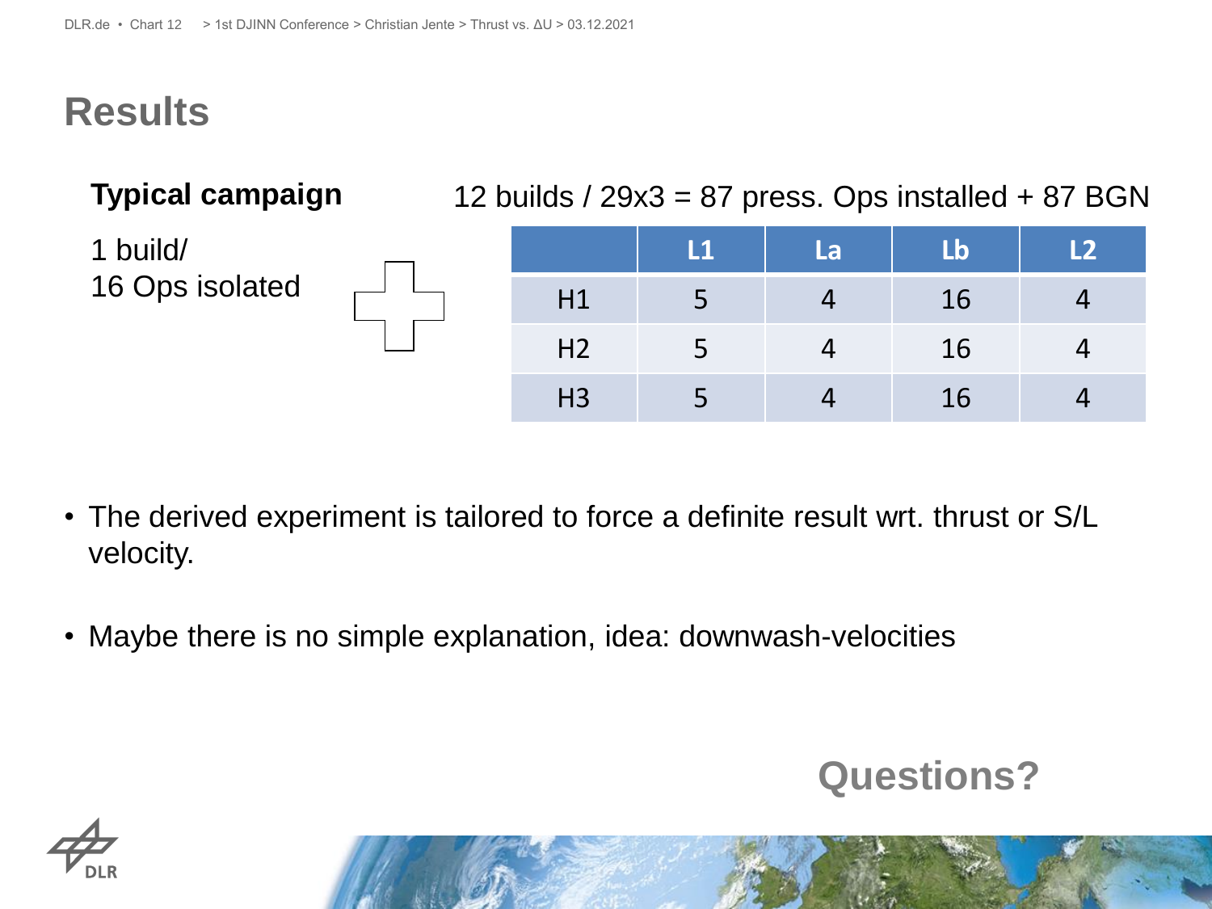# Results

**Typical campaign**

1 build/
16 Ops isolated

12 builds / 29x3 = 87 press. Ops installed + 87 BGN

| | L1 | La | Lb | L2 |
|---|---|---|---|---|
| H1 | 5 | 4 | 16 | 4 |
| H2 | 5 | 4 | 16 | 4 |
| H3 | 5 | 4 | 16 | 4 |

- The derived experiment is tailored to force a definite result wrt. thrust or S/L velocity.
- Maybe there is no simple explanation, idea: downwash-velocities

**Questions?**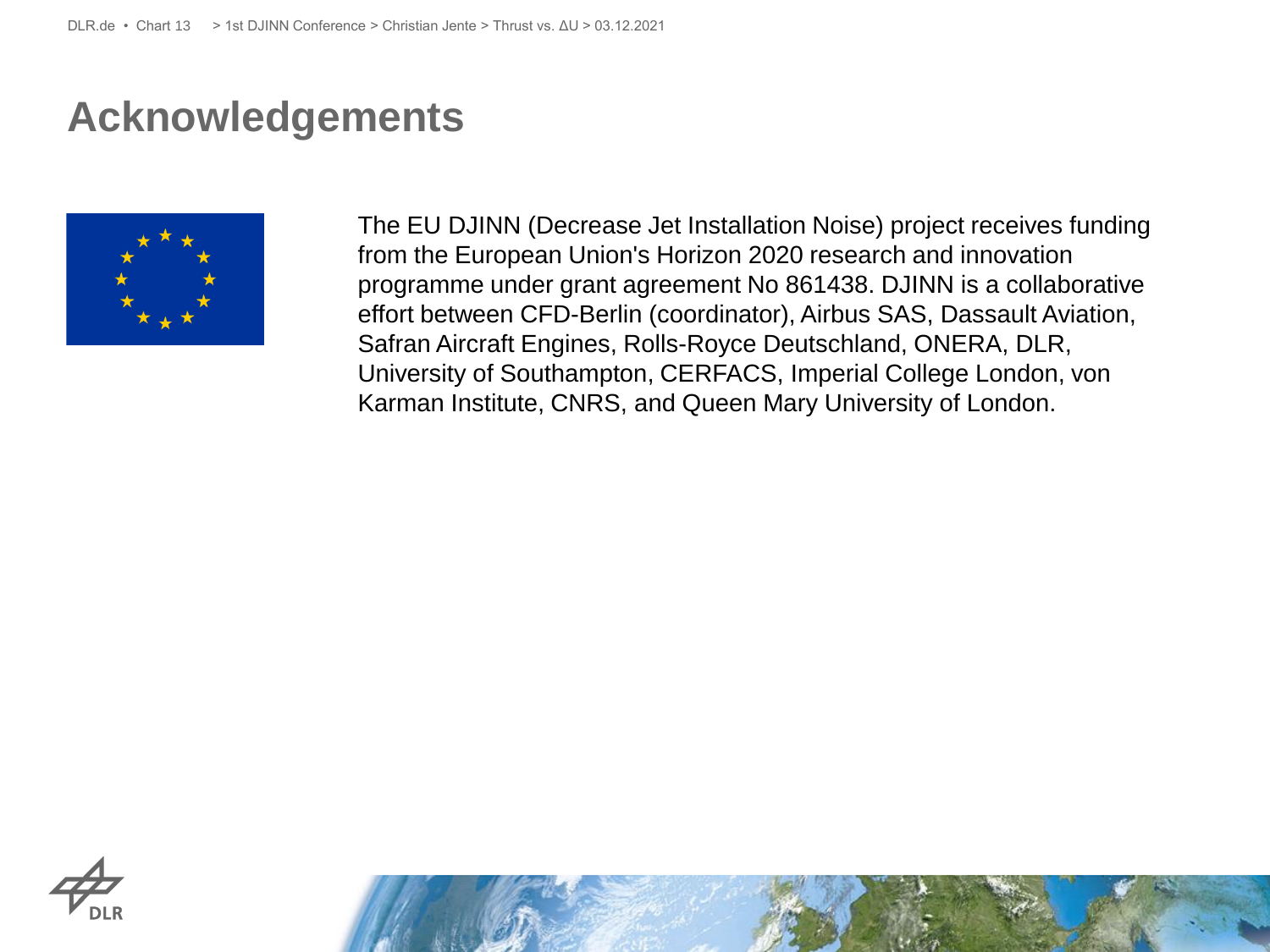# Acknowledgements

The EU DJINN (Decrease Jet Installation Noise) project receives funding from the European Union's Horizon 2020 research and innovation programme under grant agreement No 861438. DJINN is a collaborative effort between CFD-Berlin (coordinator), Airbus SAS, Dassault Aviation, Safran Aircraft Engines, Rolls-Royce Deutschland, ONERA, DLR, University of Southampton, CERFACS, Imperial College London, von Karman Institute, CNRS, and Queen Mary University of London.